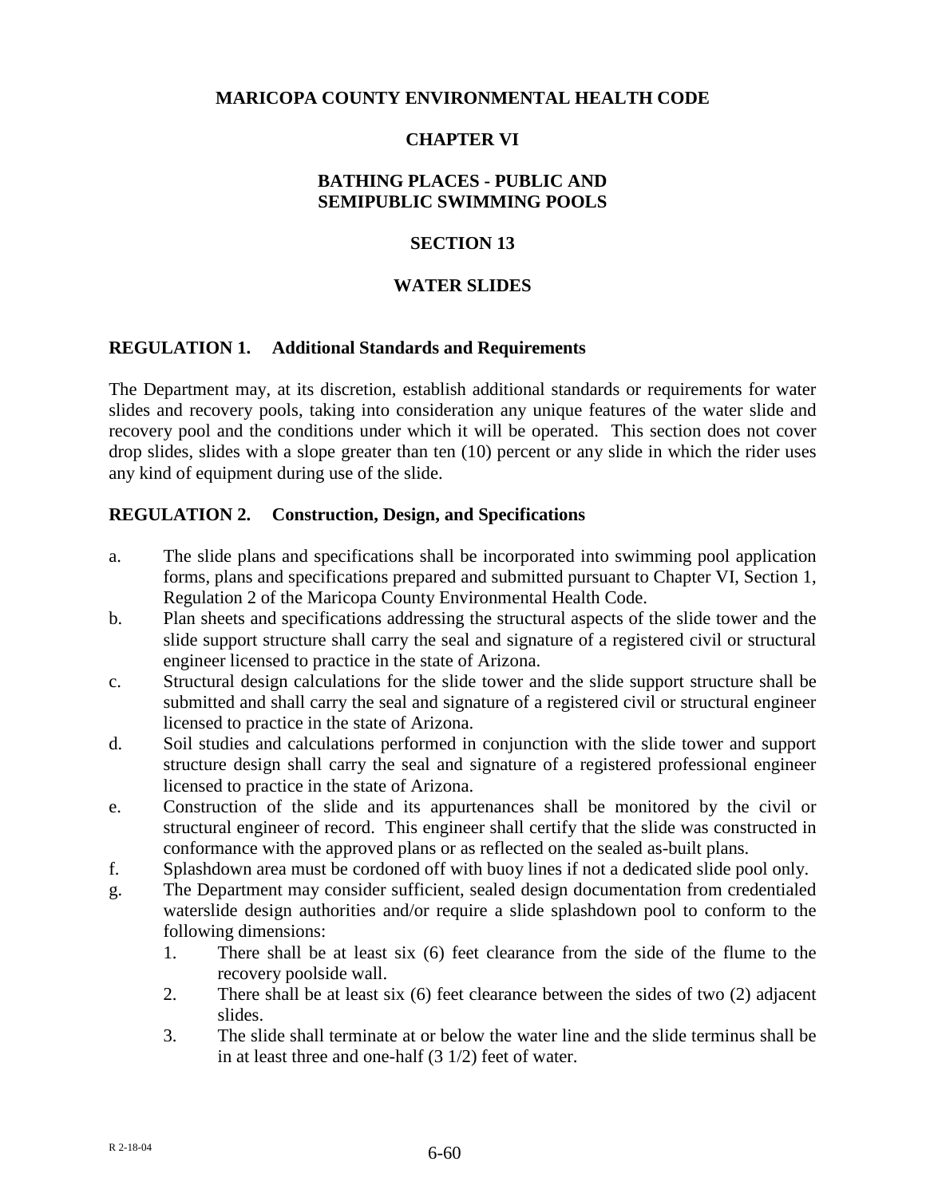# MARICOPA COUNTY ENVIRONMENTAL HEALTH CODE

## CHAPTER VI

## BATHING PLACES - PUBLIC AND SEMIPUBLIC SWIMMING POOLS

## SECTION 13

## WATER SLIDES

### REGULATION 1. Additional Standards and Requirements

The Department may, at its discretion, establish additional standards or requirements for water slides and recovery pools, taking into consideration any unique features of the water slide and recovery pool and the conditions under which it will be operated. This section does not cover drop slides, slides with a slope greater than ten (10) percent or any slide in which the rider uses any kind of equipment during use of the slide.

### REGULATION 2. Construction, Design, and Specifications

a. The slide plans and specifications shall be incorporated into swimming pool application forms, plans and specifications prepared and submitted pursuant to Chapter VI, Section 1, Regulation 2 of the Maricopa County Environmental Health Code.

b. Plan sheets and specifications addressing the structural aspects of the slide tower and the slide support structure shall carry the seal and signature of a registered civil or structural engineer licensed to practice in the state of Arizona.

c. Structural design calculations for the slide tower and the slide support structure shall be submitted and shall carry the seal and signature of a registered civil or structural engineer licensed to practice in the state of Arizona.

d. Soil studies and calculations performed in conjunction with the slide tower and support structure design shall carry the seal and signature of a registered professional engineer licensed to practice in the state of Arizona.

e. Construction of the slide and its appurtenances shall be monitored by the civil or structural engineer of record. This engineer shall certify that the slide was constructed in conformance with the approved plans or as reflected on the sealed as-built plans.

f. Splashdown area must be cordoned off with buoy lines if not a dedicated slide pool only.

g. The Department may consider sufficient, sealed design documentation from credentialed waterslide design authorities and/or require a slide splashdown pool to conform to the following dimensions:

   1. There shall be at least six (6) feet clearance from the side of the flume to the recovery poolside wall.
   2. There shall be at least six (6) feet clearance between the sides of two (2) adjacent slides.
   3. The slide shall terminate at or below the water line and the slide terminus shall be in at least three and one-half (3 1/2) feet of water.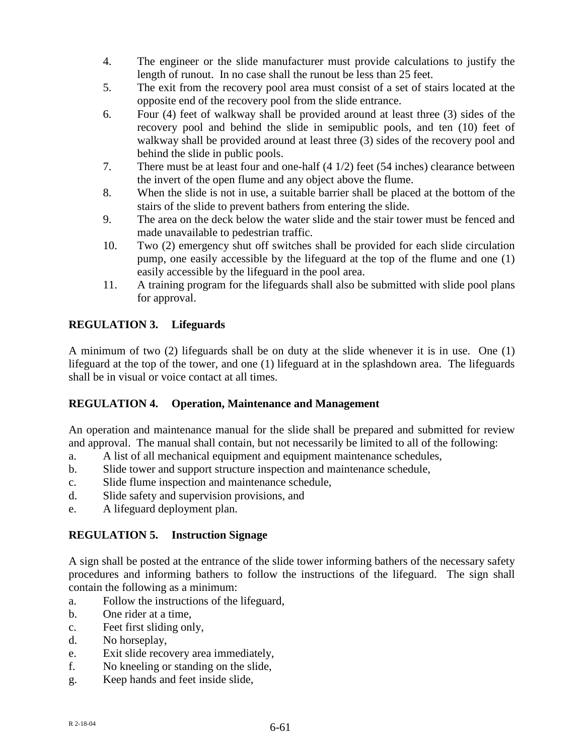4. The engineer or the slide manufacturer must provide calculations to justify the length of runout. In no case shall the runout be less than 25 feet.
5. The exit from the recovery pool area must consist of a set of stairs located at the opposite end of the recovery pool from the slide entrance.
6. Four (4) feet of walkway shall be provided around at least three (3) sides of the recovery pool and behind the slide in semipublic pools, and ten (10) feet of walkway shall be provided around at least three (3) sides of the recovery pool and behind the slide in public pools.
7. There must be at least four and one-half (4 1/2) feet (54 inches) clearance between the invert of the open flume and any object above the flume.
8. When the slide is not in use, a suitable barrier shall be placed at the bottom of the stairs of the slide to prevent bathers from entering the slide.
9. The area on the deck below the water slide and the stair tower must be fenced and made unavailable to pedestrian traffic.
10. Two (2) emergency shut off switches shall be provided for each slide circulation pump, one easily accessible by the lifeguard at the top of the flume and one (1) easily accessible by the lifeguard in the pool area.
11. A training program for the lifeguards shall also be submitted with slide pool plans for approval.

**REGULATION 3. Lifeguards**

A minimum of two (2) lifeguards shall be on duty at the slide whenever it is in use. One (1) lifeguard at the top of the tower, and one (1) lifeguard at in the splashdown area. The lifeguards shall be in visual or voice contact at all times.

**REGULATION 4. Operation, Maintenance and Management**

An operation and maintenance manual for the slide shall be prepared and submitted for review and approval. The manual shall contain, but not necessarily be limited to all of the following:

a. A list of all mechanical equipment and equipment maintenance schedules,
b. Slide tower and support structure inspection and maintenance schedule,
c. Slide flume inspection and maintenance schedule,
d. Slide safety and supervision provisions, and
e. A lifeguard deployment plan.

**REGULATION 5. Instruction Signage**

A sign shall be posted at the entrance of the slide tower informing bathers of the necessary safety procedures and informing bathers to follow the instructions of the lifeguard. The sign shall contain the following as a minimum:

a. Follow the instructions of the lifeguard,
b. One rider at a time,
c. Feet first sliding only,
d. No horseplay,
e. Exit slide recovery area immediately,
f. No kneeling or standing on the slide,
g. Keep hands and feet inside slide,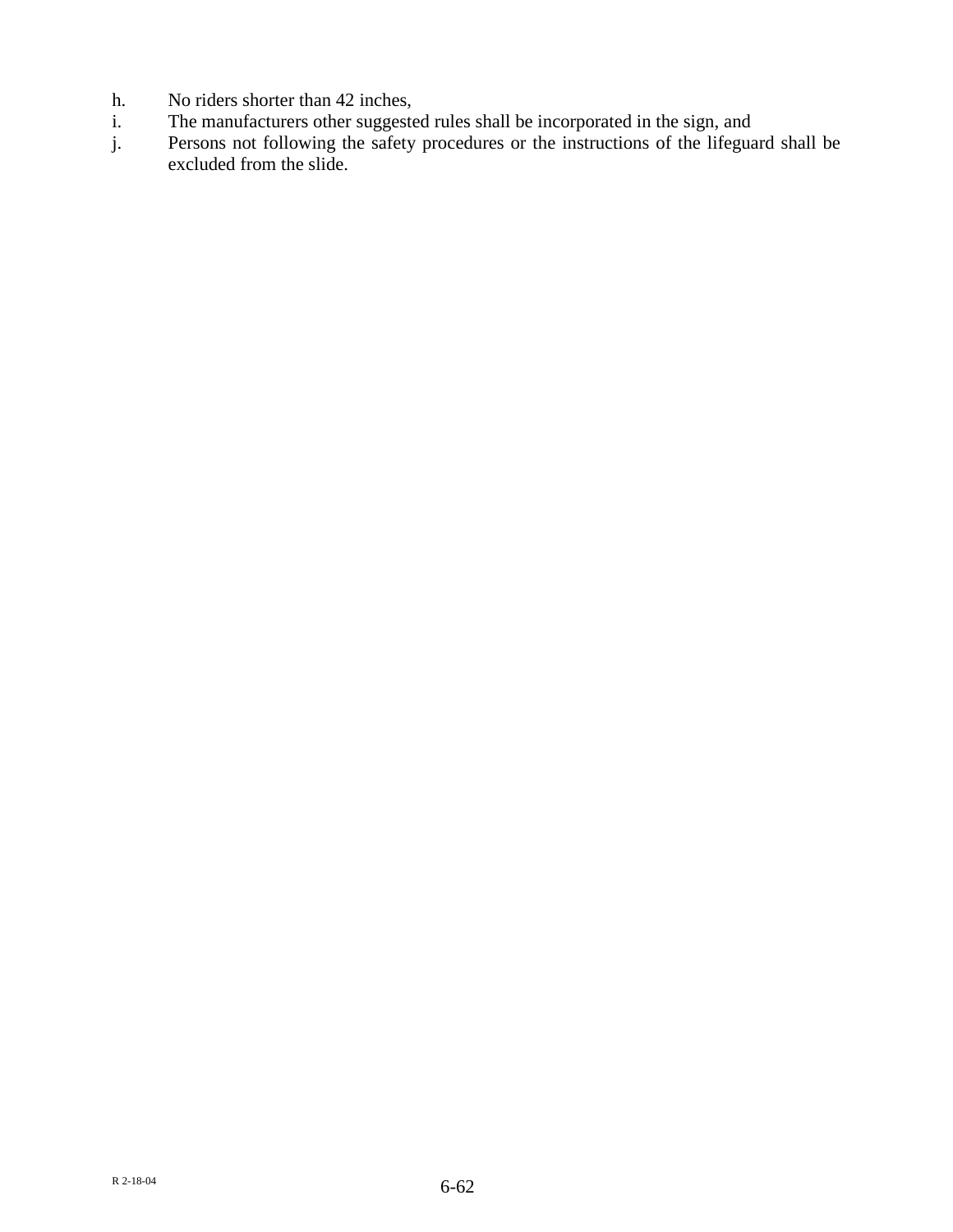h. No riders shorter than 42 inches,

i. The manufacturers other suggested rules shall be incorporated in the sign, and

j. Persons not following the safety procedures or the instructions of the lifeguard shall be excluded from the slide.